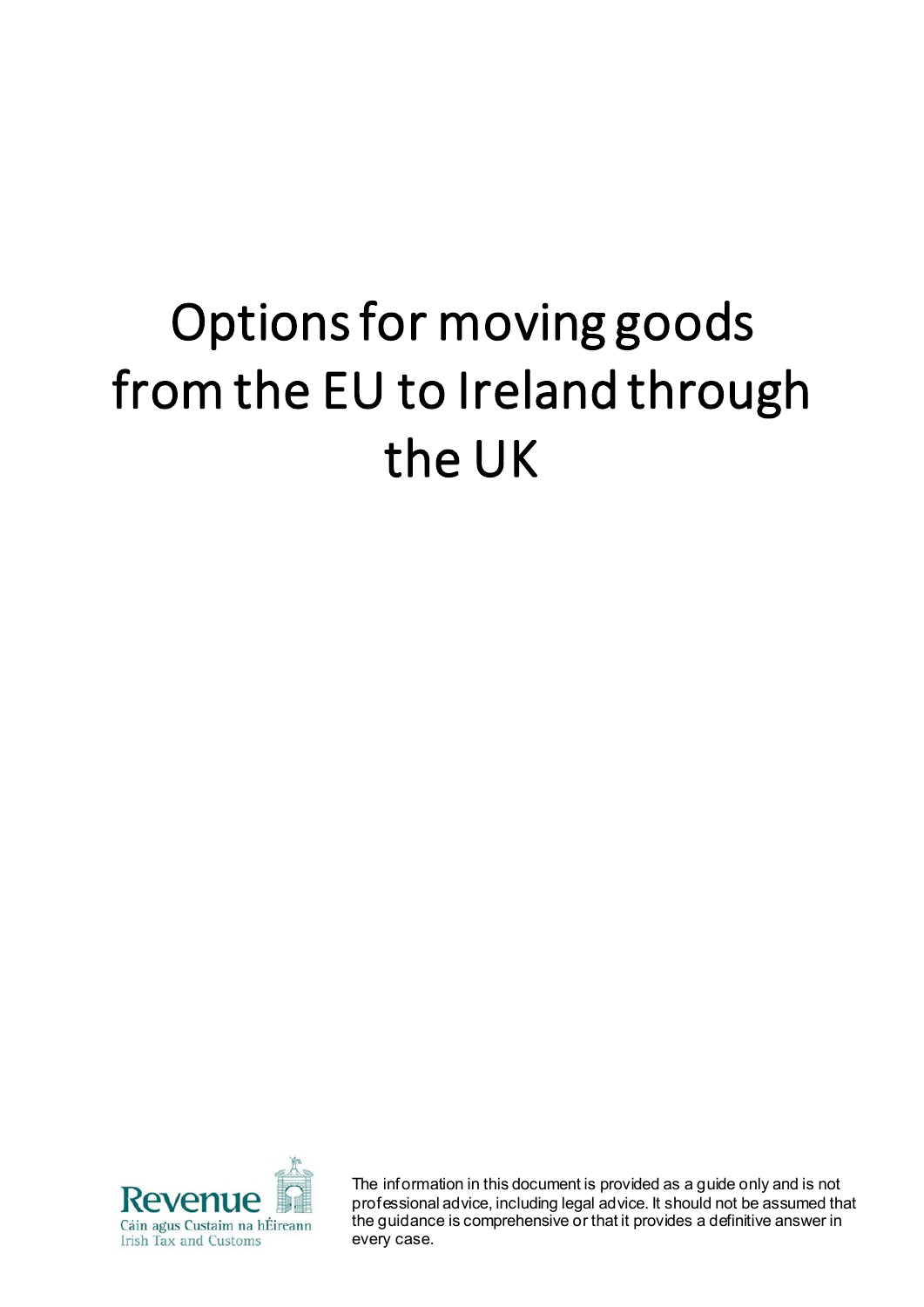# Options for moving goods from the EU to Ireland through the UK

Revenue
Cáin agus Custaim na hÉireann
Irish Tax and Customs

The information in this document is provided as a guide only and is not professional advice, including legal advice. It should not be assumed that the guidance is comprehensive or that it provides a definitive answer in every case.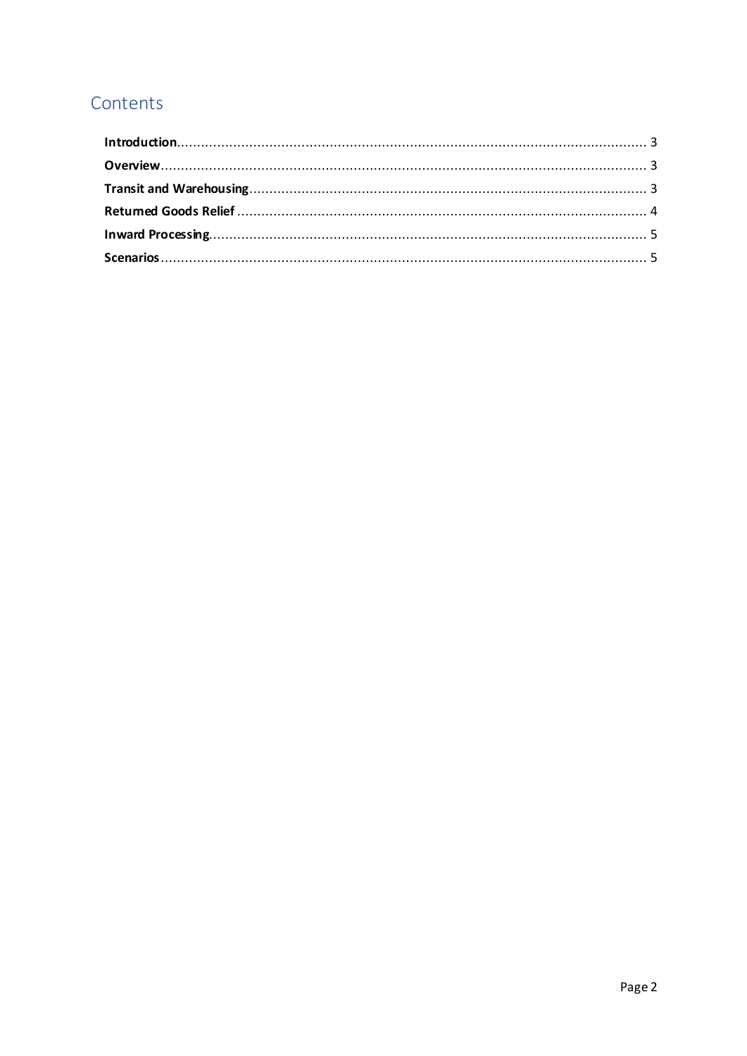# Contents

**Introduction** .......................................................................................................... 3

**Overview** ............................................................................................................... 3

**Transit and Warehousing** ........................................................................................ 3

**Returned Goods Relief** ............................................................................................ 4

**Inward Processing** .................................................................................................. 5

**Scenarios** ............................................................................................................... 5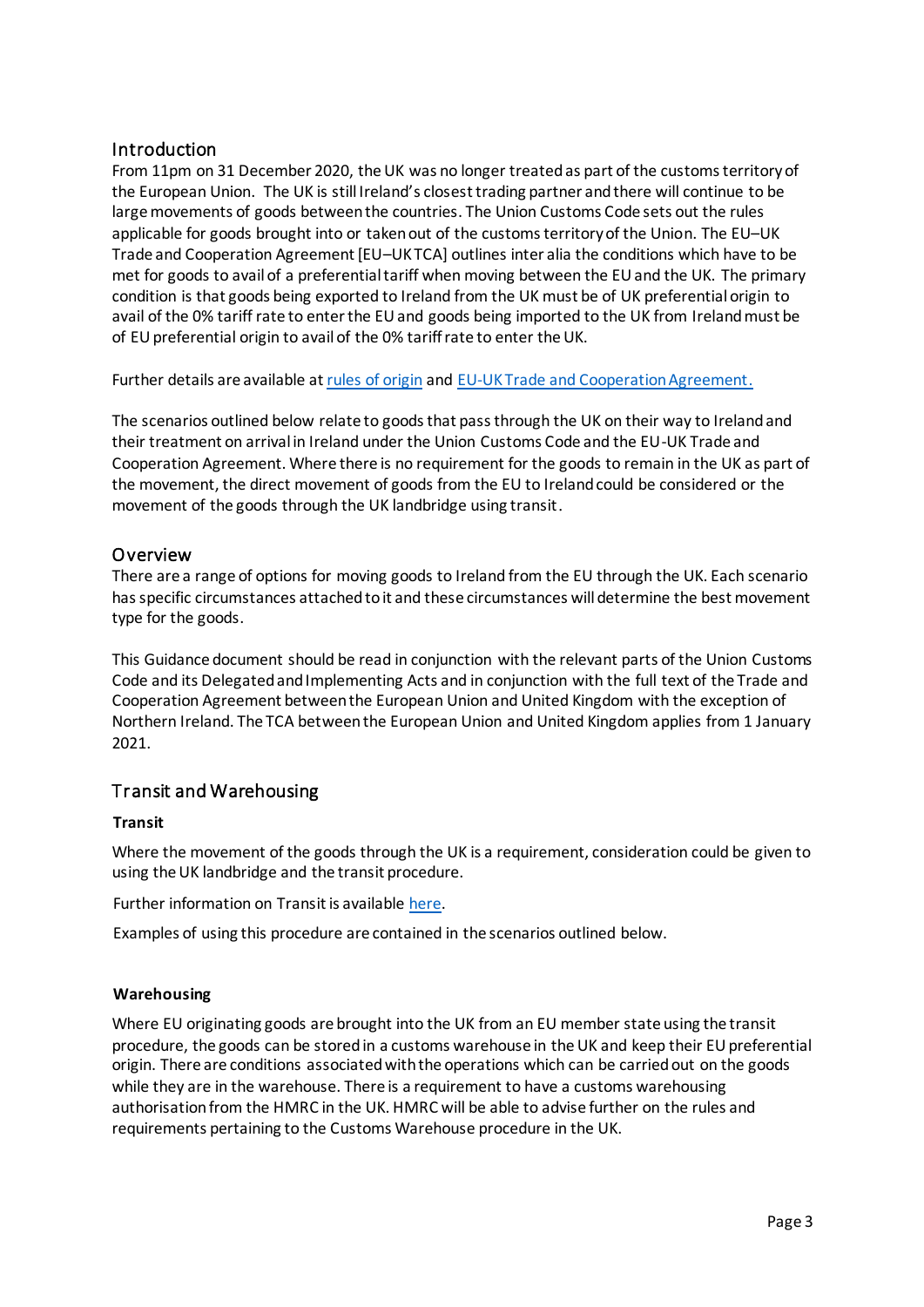## Introduction

From 11pm on 31 December 2020, the UK was no longer treated as part of the customs territory of the European Union. The UK is still Ireland's closest trading partner and there will continue to be large movements of goods between the countries. The Union Customs Code sets out the rules applicable for goods brought into or taken out of the customs territory of the Union. The EU–UK Trade and Cooperation Agreement [EU–UK TCA] outlines inter alia the conditions which have to be met for goods to avail of a preferential tariff when moving between the EU and the UK. The primary condition is that goods being exported to Ireland from the UK must be of UK preferential origin to avail of the 0% tariff rate to enter the EU and goods being imported to the UK from Ireland must be of EU preferential origin to avail of the 0% tariff rate to enter the UK.

Further details are available at rules of origin and EU-UK Trade and Cooperation Agreement.

The scenarios outlined below relate to goods that pass through the UK on their way to Ireland and their treatment on arrival in Ireland under the Union Customs Code and the EU-UK Trade and Cooperation Agreement. Where there is no requirement for the goods to remain in the UK as part of the movement, the direct movement of goods from the EU to Ireland could be considered or the movement of the goods through the UK landbridge using transit.

## Overview

There are a range of options for moving goods to Ireland from the EU through the UK. Each scenario has specific circumstances attached to it and these circumstances will determine the best movement type for the goods.

This Guidance document should be read in conjunction with the relevant parts of the Union Customs Code and its Delegated and Implementing Acts and in conjunction with the full text of the Trade and Cooperation Agreement between the European Union and United Kingdom with the exception of Northern Ireland. The TCA between the European Union and United Kingdom applies from 1 January 2021.

## Transit and Warehousing

### Transit

Where the movement of the goods through the UK is a requirement, consideration could be given to using the UK landbridge and the transit procedure.

Further information on Transit is available here.

Examples of using this procedure are contained in the scenarios outlined below.

### Warehousing

Where EU originating goods are brought into the UK from an EU member state using the transit procedure, the goods can be stored in a customs warehouse in the UK and keep their EU preferential origin. There are conditions associated with the operations which can be carried out on the goods while they are in the warehouse. There is a requirement to have a customs warehousing authorisation from the HMRC in the UK. HMRC will be able to advise further on the rules and requirements pertaining to the Customs Warehouse procedure in the UK.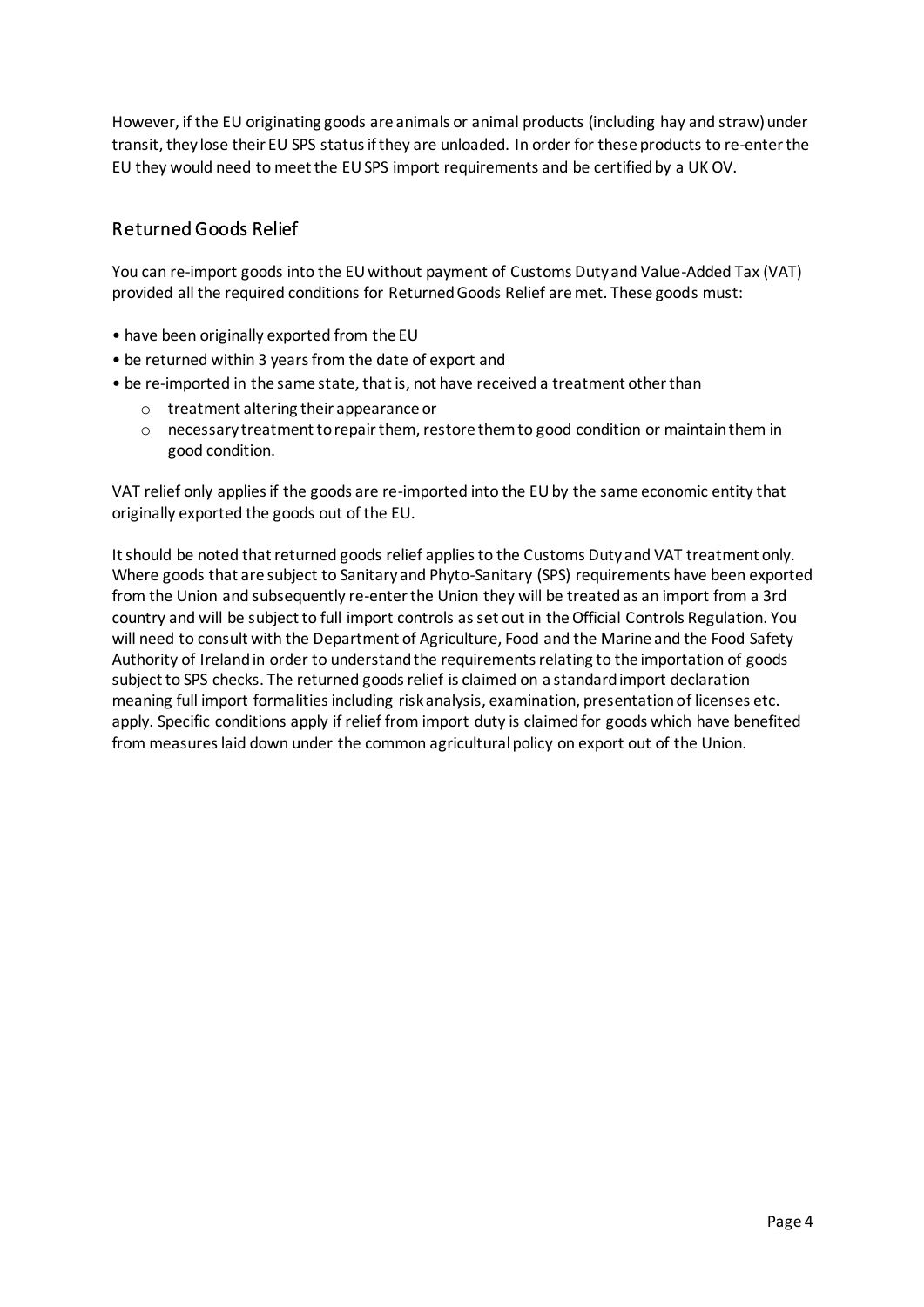However, if the EU originating goods are animals or animal products (including hay and straw) under transit, they lose their EU SPS status if they are unloaded. In order for these products to re-enter the EU they would need to meet the EU SPS import requirements and be certified by a UK OV.

## Returned Goods Relief

You can re-import goods into the EU without payment of Customs Duty and Value-Added Tax (VAT) provided all the required conditions for Returned Goods Relief are met. These goods must:

- have been originally exported from the EU
- be returned within 3 years from the date of export and
- be re-imported in the same state, that is, not have received a treatment other than
    - treatment altering their appearance or
    - necessary treatment to repair them, restore them to good condition or maintain them in good condition.

VAT relief only applies if the goods are re-imported into the EU by the same economic entity that originally exported the goods out of the EU.

It should be noted that returned goods relief applies to the Customs Duty and VAT treatment only. Where goods that are subject to Sanitary and Phyto-Sanitary (SPS) requirements have been exported from the Union and subsequently re-enter the Union they will be treated as an import from a 3rd country and will be subject to full import controls as set out in the Official Controls Regulation. You will need to consult with the Department of Agriculture, Food and the Marine and the Food Safety Authority of Ireland in order to understand the requirements relating to the importation of goods subject to SPS checks. The returned goods relief is claimed on a standard import declaration meaning full import formalities including risk analysis, examination, presentation of licenses etc. apply. Specific conditions apply if relief from import duty is claimed for goods which have benefited from measures laid down under the common agricultural policy on export out of the Union.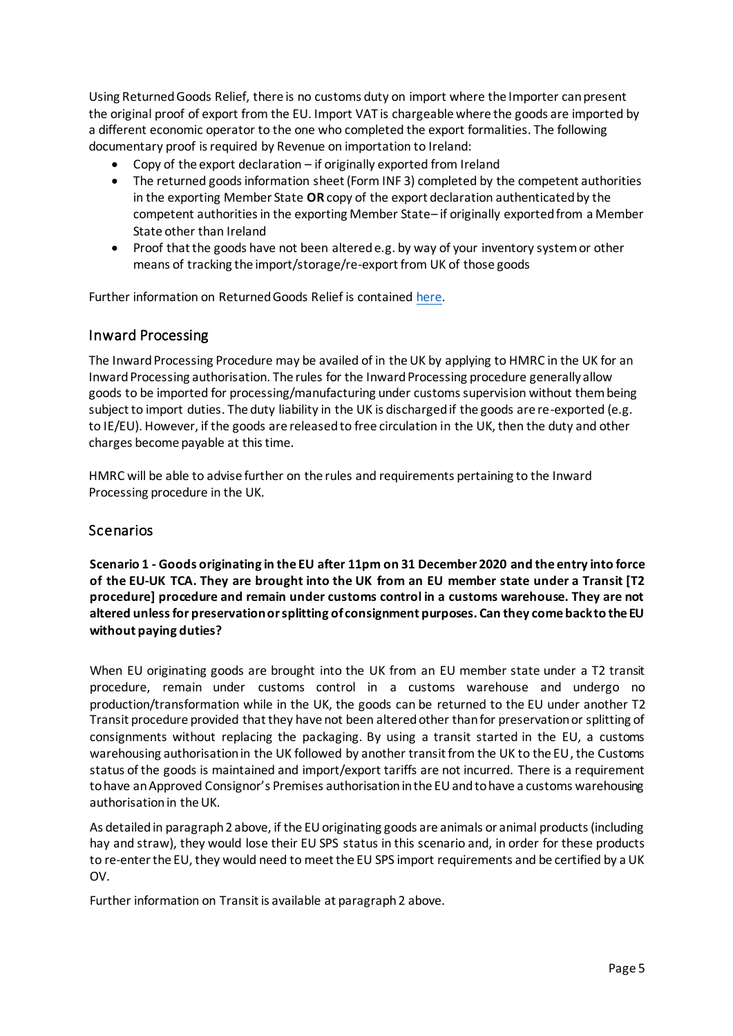Using Returned Goods Relief, there is no customs duty on import where the Importer can present the original proof of export from the EU. Import VAT is chargeable where the goods are imported by a different economic operator to the one who completed the export formalities. The following documentary proof is required by Revenue on importation to Ireland:

- Copy of the export declaration – if originally exported from Ireland
- The returned goods information sheet (Form INF 3) completed by the competent authorities in the exporting Member State **OR** copy of the export declaration authenticated by the competent authorities in the exporting Member State – if originally exported from a Member State other than Ireland
- Proof that the goods have not been altered e.g. by way of your inventory system or other means of tracking the import/storage/re-export from UK of those goods

Further information on Returned Goods Relief is contained here.

## Inward Processing

The Inward Processing Procedure may be availed of in the UK by applying to HMRC in the UK for an Inward Processing authorisation. The rules for the Inward Processing procedure generally allow goods to be imported for processing/manufacturing under customs supervision without them being subject to import duties. The duty liability in the UK is discharged if the goods are re-exported (e.g. to IE/EU). However, if the goods are released to free circulation in the UK, then the duty and other charges become payable at this time.

HMRC will be able to advise further on the rules and requirements pertaining to the Inward Processing procedure in the UK.

## Scenarios

**Scenario 1 - Goods originating in the EU after 11pm on 31 December 2020 and the entry into force of the EU-UK TCA. They are brought into the UK from an EU member state under a Transit [T2 procedure] procedure and remain under customs control in a customs warehouse. They are not altered unless for preservation or splitting of consignment purposes. Can they come back to the EU without paying duties?**

When EU originating goods are brought into the UK from an EU member state under a T2 transit procedure, remain under customs control in a customs warehouse and undergo no production/transformation while in the UK, the goods can be returned to the EU under another T2 Transit procedure provided that they have not been altered other than for preservation or splitting of consignments without replacing the packaging. By using a transit started in the EU, a customs warehousing authorisation in the UK followed by another transit from the UK to the EU, the Customs status of the goods is maintained and import/export tariffs are not incurred. There is a requirement to have an Approved Consignor's Premises authorisation in the EU and to have a customs warehousing authorisation in the UK.

As detailed in paragraph 2 above, if the EU originating goods are animals or animal products (including hay and straw), they would lose their EU SPS status in this scenario and, in order for these products to re-enter the EU, they would need to meet the EU SPS import requirements and be certified by a UK OV.

Further information on Transit is available at paragraph 2 above.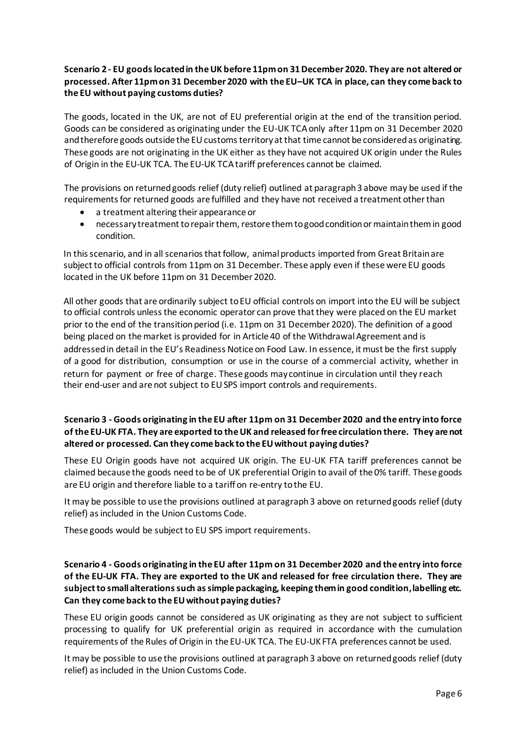**Scenario 2 - EU goods located in the UK before 11pm on 31 December 2020. They are not altered or processed. After 11pm on 31 December 2020 with the EU–UK TCA in place, can they come back to the EU without paying customs duties?**

The goods, located in the UK, are not of EU preferential origin at the end of the transition period. Goods can be considered as originating under the EU-UK TCA only after 11pm on 31 December 2020 and therefore goods outside the EU customs territory at that time cannot be considered as originating. These goods are not originating in the UK either as they have not acquired UK origin under the Rules of Origin in the EU-UK TCA. The EU-UK TCA tariff preferences cannot be claimed.

The provisions on returned goods relief (duty relief) outlined at paragraph 3 above may be used if the requirements for returned goods are fulfilled and they have not received a treatment other than

- a treatment altering their appearance or
- necessary treatment to repair them, restore them to good condition or maintain them in good condition.

In this scenario, and in all scenarios that follow, animal products imported from Great Britain are subject to official controls from 11pm on 31 December. These apply even if these were EU goods located in the UK before 11pm on 31 December 2020.

All other goods that are ordinarily subject to EU official controls on import into the EU will be subject to official controls unless the economic operator can prove that they were placed on the EU market prior to the end of the transition period (i.e. 11pm on 31 December 2020). The definition of a good being placed on the market is provided for in Article 40 of the Withdrawal Agreement and is addressed in detail in the EU's Readiness Notice on Food Law. In essence, it must be the first supply of a good for distribution, consumption or use in the course of a commercial activity, whether in return for payment or free of charge. These goods may continue in circulation until they reach their end-user and are not subject to EU SPS import controls and requirements.

**Scenario 3 - Goods originating in the EU after 11pm on 31 December 2020 and the entry into force of the EU-UK FTA. They are exported to the UK and released for free circulation there. They are not altered or processed. Can they come back to the EU without paying duties?**

These EU Origin goods have not acquired UK origin. The EU-UK FTA tariff preferences cannot be claimed because the goods need to be of UK preferential Origin to avail of the 0% tariff. These goods are EU origin and therefore liable to a tariff on re-entry to the EU.

It may be possible to use the provisions outlined at paragraph 3 above on returned goods relief (duty relief) as included in the Union Customs Code.

These goods would be subject to EU SPS import requirements.

**Scenario 4 - Goods originating in the EU after 11pm on 31 December 2020 and the entry into force of the EU-UK FTA. They are exported to the UK and released for free circulation there. They are subject to small alterations such as simple packaging, keeping them in good condition, labelling etc. Can they come back to the EU without paying duties?**

These EU origin goods cannot be considered as UK originating as they are not subject to sufficient processing to qualify for UK preferential origin as required in accordance with the cumulation requirements of the Rules of Origin in the EU-UK TCA. The EU-UK FTA preferences cannot be used.

It may be possible to use the provisions outlined at paragraph 3 above on returned goods relief (duty relief) as included in the Union Customs Code.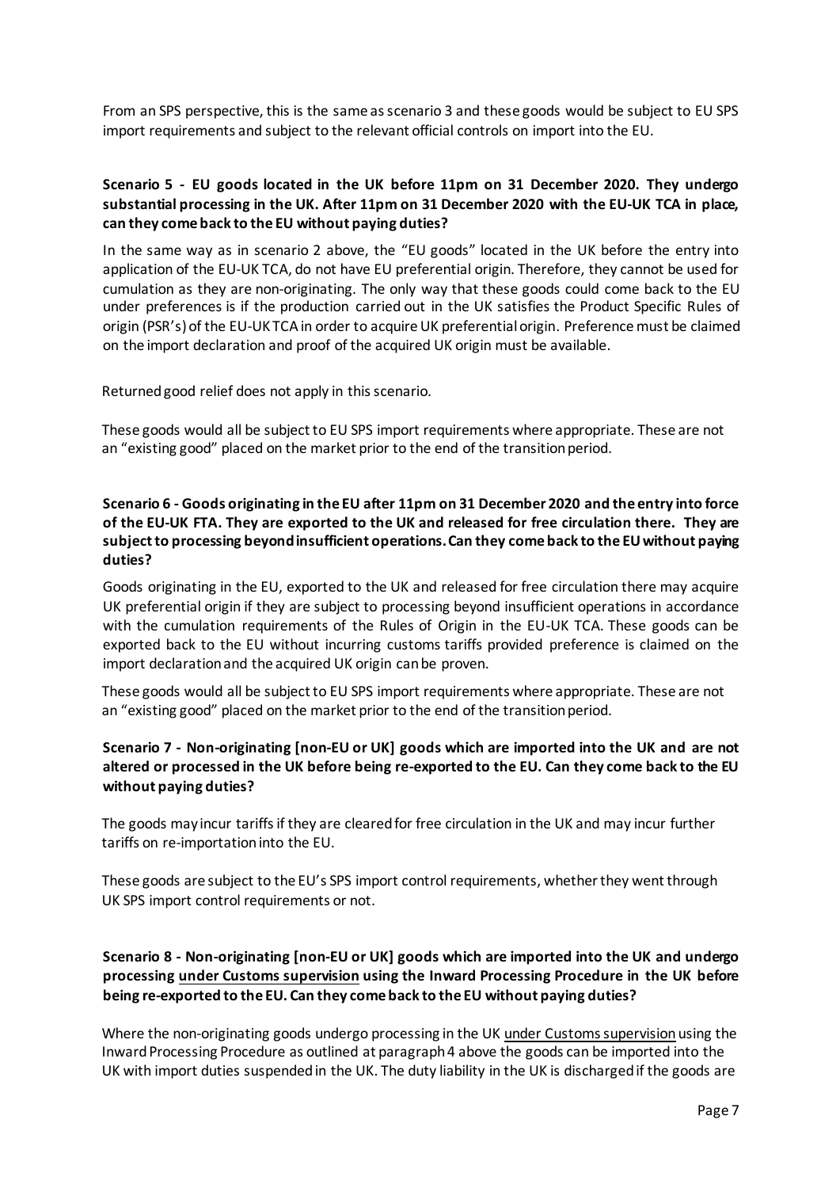From an SPS perspective, this is the same as scenario 3 and these goods would be subject to EU SPS import requirements and subject to the relevant official controls on import into the EU.

**Scenario 5 - EU goods located in the UK before 11pm on 31 December 2020. They undergo substantial processing in the UK. After 11pm on 31 December 2020 with the EU-UK TCA in place, can they come back to the EU without paying duties?**

In the same way as in scenario 2 above, the "EU goods" located in the UK before the entry into application of the EU-UK TCA, do not have EU preferential origin. Therefore, they cannot be used for cumulation as they are non-originating. The only way that these goods could come back to the EU under preferences is if the production carried out in the UK satisfies the Product Specific Rules of origin (PSR's) of the EU-UK TCA in order to acquire UK preferential origin. Preference must be claimed on the import declaration and proof of the acquired UK origin must be available.

Returned good relief does not apply in this scenario.

These goods would all be subject to EU SPS import requirements where appropriate. These are not an "existing good" placed on the market prior to the end of the transition period.

**Scenario 6 - Goods originating in the EU after 11pm on 31 December 2020 and the entry into force of the EU-UK FTA. They are exported to the UK and released for free circulation there. They are subject to processing beyond insufficient operations. Can they come back to the EU without paying duties?**

Goods originating in the EU, exported to the UK and released for free circulation there may acquire UK preferential origin if they are subject to processing beyond insufficient operations in accordance with the cumulation requirements of the Rules of Origin in the EU-UK TCA. These goods can be exported back to the EU without incurring customs tariffs provided preference is claimed on the import declaration and the acquired UK origin can be proven.

These goods would all be subject to EU SPS import requirements where appropriate. These are not an "existing good" placed on the market prior to the end of the transition period.

**Scenario 7 - Non-originating [non-EU or UK] goods which are imported into the UK and are not altered or processed in the UK before being re-exported to the EU. Can they come back to the EU without paying duties?**

The goods may incur tariffs if they are cleared for free circulation in the UK and may incur further tariffs on re-importation into the EU.

These goods are subject to the EU's SPS import control requirements, whether they went through UK SPS import control requirements or not.

**Scenario 8 - Non-originating [non-EU or UK] goods which are imported into the UK and undergo processing <u>under Customs supervision</u> using the Inward Processing Procedure in the UK before being re-exported to the EU. Can they come back to the EU without paying duties?**

Where the non-originating goods undergo processing in the UK <u>under Customs supervision</u> using the Inward Processing Procedure as outlined at paragraph 4 above the goods can be imported into the UK with import duties suspended in the UK. The duty liability in the UK is discharged if the goods are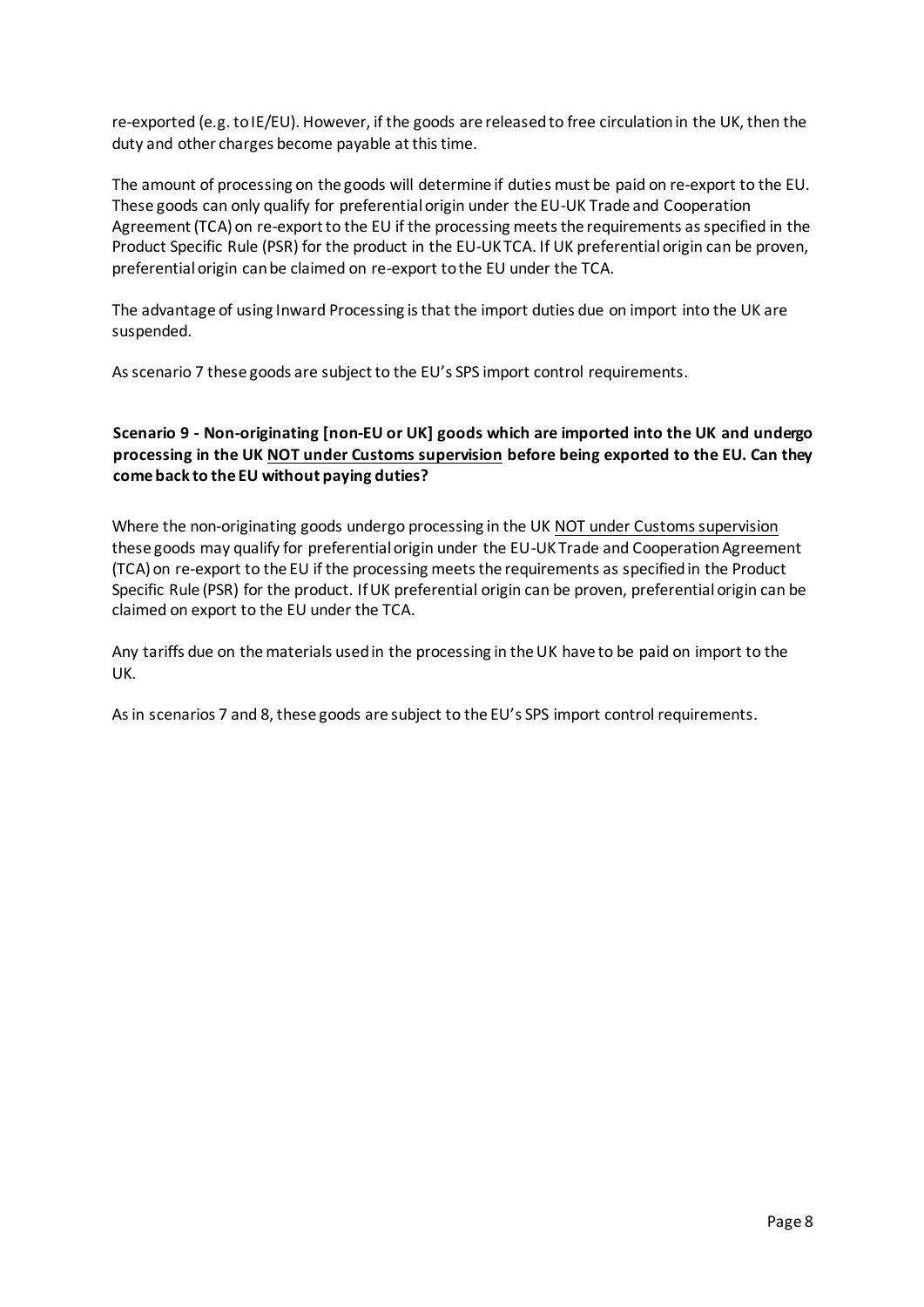re-exported (e.g. to IE/EU). However, if the goods are released to free circulation in the UK, then the duty and other charges become payable at this time.

The amount of processing on the goods will determine if duties must be paid on re-export to the EU. These goods can only qualify for preferential origin under the EU-UK Trade and Cooperation Agreement (TCA) on re-export to the EU if the processing meets the requirements as specified in the Product Specific Rule (PSR) for the product in the EU-UK TCA. If UK preferential origin can be proven, preferential origin can be claimed on re-export to the EU under the TCA.

The advantage of using Inward Processing is that the import duties due on import into the UK are suspended.

As scenario 7 these goods are subject to the EU's SPS import control requirements.

**Scenario 9 - Non-originating [non-EU or UK] goods which are imported into the UK and undergo processing in the UK NOT under Customs supervision before being exported to the EU. Can they come back to the EU without paying duties?**

Where the non-originating goods undergo processing in the UK NOT under Customs supervision these goods may qualify for preferential origin under the EU-UK Trade and Cooperation Agreement (TCA) on re-export to the EU if the processing meets the requirements as specified in the Product Specific Rule (PSR) for the product. If UK preferential origin can be proven, preferential origin can be claimed on export to the EU under the TCA.

Any tariffs due on the materials used in the processing in the UK have to be paid on import to the UK.

As in scenarios 7 and 8, these goods are subject to the EU's SPS import control requirements.